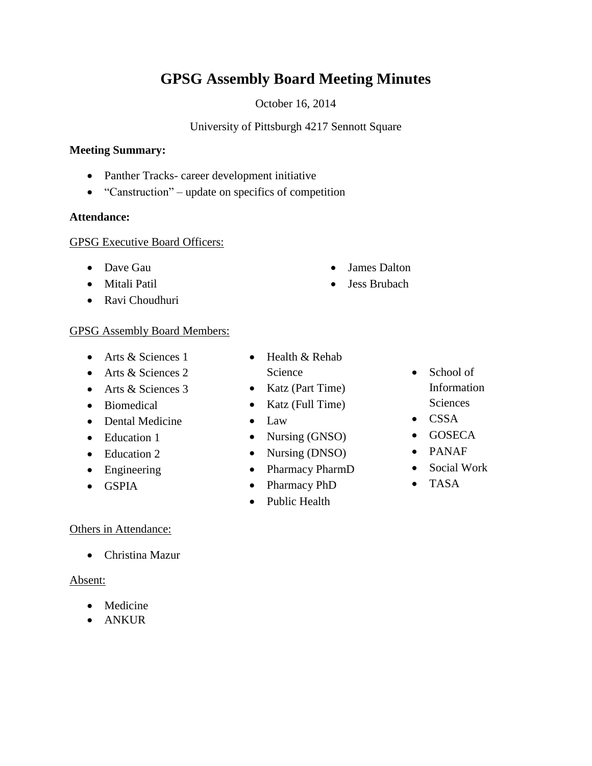# GPSG Assembly Board Meeting Minutes

October 16, 2014

University of Pittsburgh 4217 Sennott Square

**Meeting Summary:**

- Panther Tracks- career development initiative
- "Canstruction" – update on specifics of competition

**Attendance:**

GPSG Executive Board Officers:

- Dave Gau
- Mitali Patil
- Ravi Choudhuri
- James Dalton
- Jess Brubach

GPSG Assembly Board Members:

- Arts & Sciences 1
- Arts & Sciences 2
- Arts & Sciences 3
- Biomedical
- Dental Medicine
- Education 1
- Education 2
- Engineering
- GSPIA
- Health & Rehab Science
- Katz (Part Time)
- Katz (Full Time)
- Law
- Nursing (GNSO)
- Nursing (DNSO)
- Pharmacy PharmD
- Pharmacy PhD
- Public Health
- School of Information Sciences
- CSSA
- GOSECA
- PANAF
- Social Work
- TASA

Others in Attendance:

- Christina Mazur

Absent:

- Medicine
- ANKUR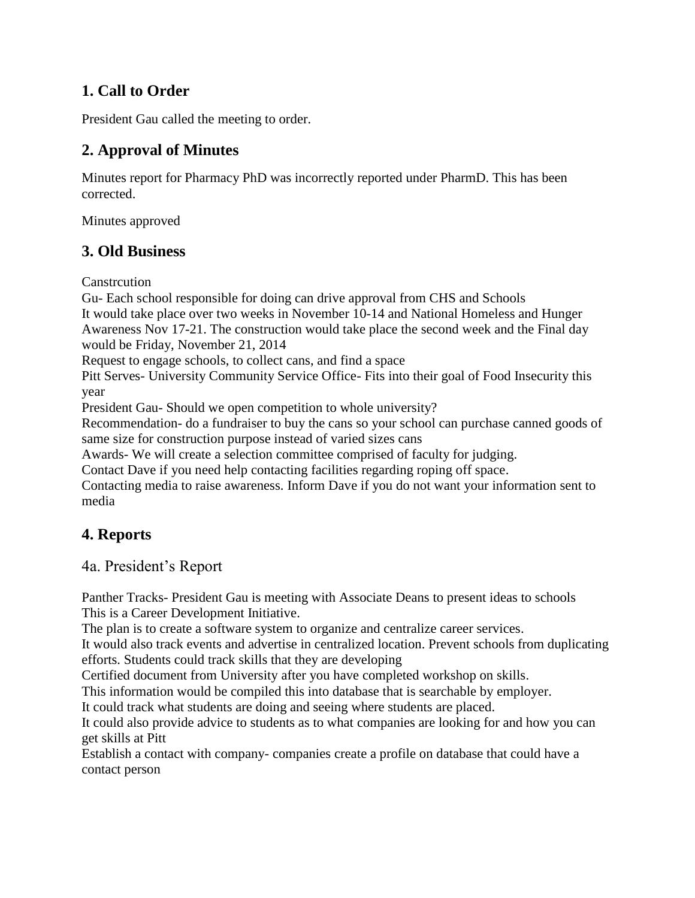## 1. Call to Order

President Gau called the meeting to order.

## 2. Approval of Minutes

Minutes report for Pharmacy PhD was incorrectly reported under PharmD. This has been corrected.

Minutes approved

## 3. Old Business

Canstrcution
Gu- Each school responsible for doing can drive approval from CHS and Schools
It would take place over two weeks in November 10-14 and National Homeless and Hunger Awareness Nov 17-21. The construction would take place the second week and the Final day would be Friday, November 21, 2014
Request to engage schools, to collect cans, and find a space
Pitt Serves- University Community Service Office- Fits into their goal of Food Insecurity this year
President Gau- Should we open competition to whole university?
Recommendation- do a fundraiser to buy the cans so your school can purchase canned goods of same size for construction purpose instead of varied sizes cans
Awards- We will create a selection committee comprised of faculty for judging.
Contact Dave if you need help contacting facilities regarding roping off space.
Contacting media to raise awareness. Inform Dave if you do not want your information sent to media

## 4. Reports

### 4a. President's Report

Panther Tracks- President Gau is meeting with Associate Deans to present ideas to schools
This is a Career Development Initiative.
The plan is to create a software system to organize and centralize career services.
It would also track events and advertise in centralized location. Prevent schools from duplicating efforts. Students could track skills that they are developing
Certified document from University after you have completed workshop on skills.
This information would be compiled this into database that is searchable by employer.
It could track what students are doing and seeing where students are placed.
It could also provide advice to students as to what companies are looking for and how you can get skills at Pitt
Establish a contact with company- companies create a profile on database that could have a contact person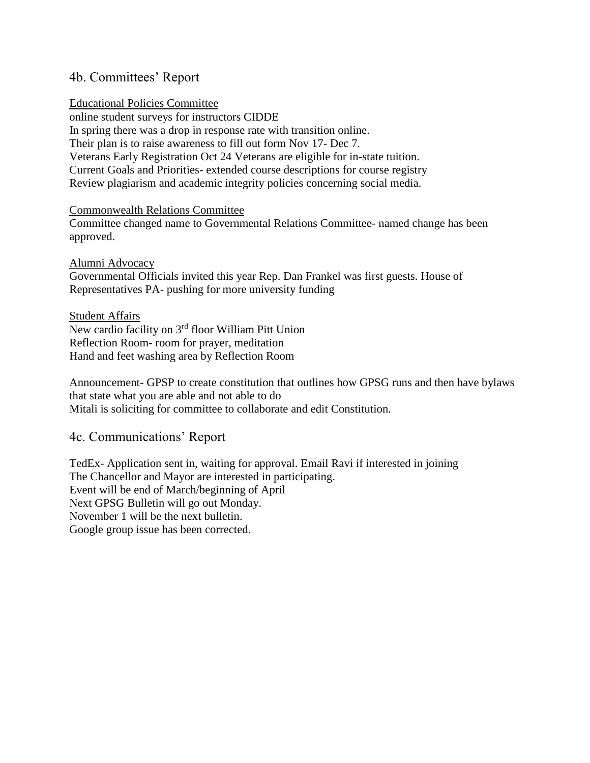## 4b. Committees' Report

Educational Policies Committee

online student surveys for instructors CIDDE
In spring there was a drop in response rate with transition online.
Their plan is to raise awareness to fill out form Nov 17- Dec 7.
Veterans Early Registration Oct 24 Veterans are eligible for in-state tuition.
Current Goals and Priorities- extended course descriptions for course registry
Review plagiarism and academic integrity policies concerning social media.

Commonwealth Relations Committee

Committee changed name to Governmental Relations Committee- named change has been approved.

Alumni Advocacy

Governmental Officials invited this year Rep. Dan Frankel was first guests. House of Representatives PA- pushing for more university funding

Student Affairs

New cardio facility on 3rd floor William Pitt Union
Reflection Room- room for prayer, meditation
Hand and feet washing area by Reflection Room

Announcement- GPSP to create constitution that outlines how GPSG runs and then have bylaws that state what you are able and not able to do
Mitali is soliciting for committee to collaborate and edit Constitution.

## 4c. Communications' Report

TedEx- Application sent in, waiting for approval. Email Ravi if interested in joining
The Chancellor and Mayor are interested in participating.
Event will be end of March/beginning of April
Next GPSG Bulletin will go out Monday.
November 1 will be the next bulletin.
Google group issue has been corrected.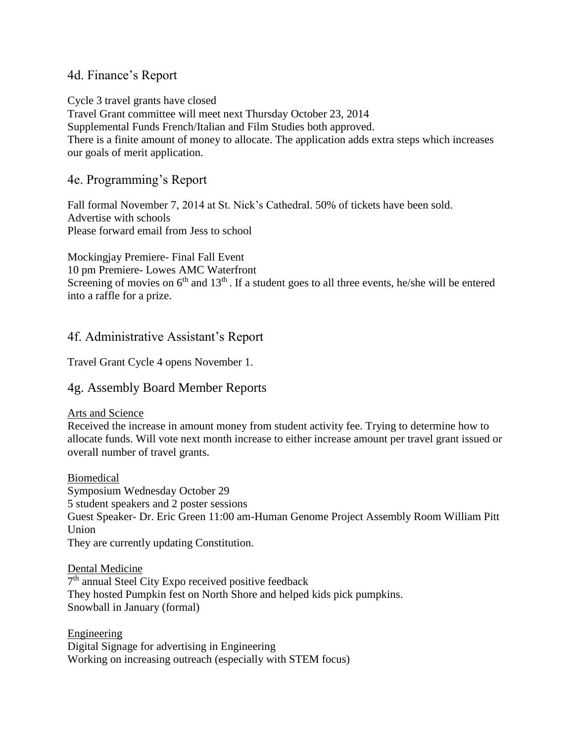## 4d. Finance's Report

Cycle 3 travel grants have closed
Travel Grant committee will meet next Thursday October 23, 2014
Supplemental Funds French/Italian and Film Studies both approved.
There is a finite amount of money to allocate. The application adds extra steps which increases our goals of merit application.

## 4e. Programming's Report

Fall formal November 7, 2014 at St. Nick's Cathedral. 50% of tickets have been sold.
Advertise with schools
Please forward email from Jess to school

Mockingjay Premiere- Final Fall Event
10 pm Premiere- Lowes AMC Waterfront
Screening of movies on 6th and 13th . If a student goes to all three events, he/she will be entered into a raffle for a prize.

## 4f. Administrative Assistant's Report

Travel Grant Cycle 4 opens November 1.

## 4g. Assembly Board Member Reports

Arts and Science
Received the increase in amount money from student activity fee. Trying to determine how to allocate funds. Will vote next month increase to either increase amount per travel grant issued or overall number of travel grants.

Biomedical
Symposium Wednesday October 29
5 student speakers and 2 poster sessions
Guest Speaker- Dr. Eric Green 11:00 am-Human Genome Project Assembly Room William Pitt Union
They are currently updating Constitution.

Dental Medicine
7th annual Steel City Expo received positive feedback
They hosted Pumpkin fest on North Shore and helped kids pick pumpkins.
Snowball in January (formal)

Engineering
Digital Signage for advertising in Engineering
Working on increasing outreach (especially with STEM focus)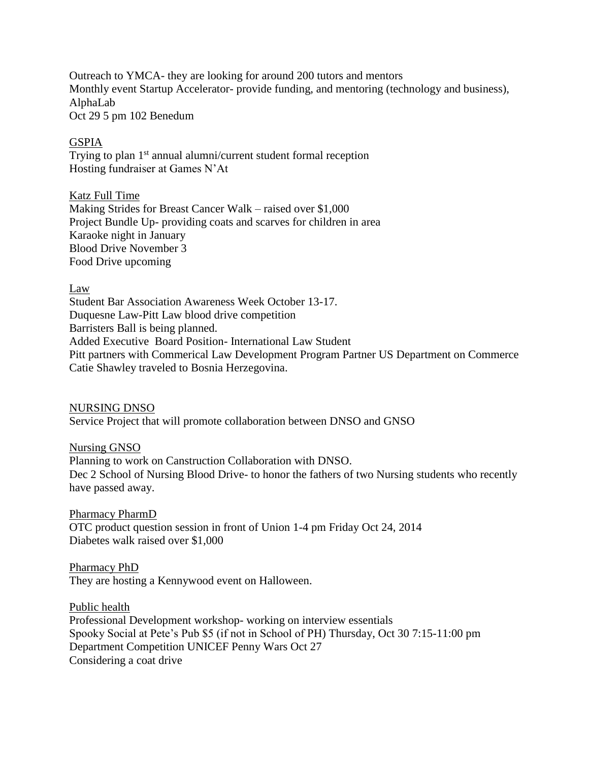Outreach to YMCA- they are looking for around 200 tutors and mentors
Monthly event Startup Accelerator- provide funding, and mentoring (technology and business), AlphaLab
Oct 29 5 pm 102 Benedum

<u>GSPIA</u>
Trying to plan 1st annual alumni/current student formal reception
Hosting fundraiser at Games N'At

<u>Katz Full Time</u>
Making Strides for Breast Cancer Walk – raised over $1,000
Project Bundle Up- providing coats and scarves for children in area
Karaoke night in January
Blood Drive November 3
Food Drive upcoming

<u>Law</u>
Student Bar Association Awareness Week October 13-17.
Duquesne Law-Pitt Law blood drive competition
Barristers Ball is being planned.
Added Executive Board Position- International Law Student
Pitt partners with Commerical Law Development Program Partner US Department on Commerce
Catie Shawley traveled to Bosnia Herzegovina.

<u>NURSING DNSO</u>
Service Project that will promote collaboration between DNSO and GNSO

<u>Nursing GNSO</u>
Planning to work on Canstruction Collaboration with DNSO.
Dec 2 School of Nursing Blood Drive- to honor the fathers of two Nursing students who recently have passed away.

<u>Pharmacy PharmD</u>
OTC product question session in front of Union 1-4 pm Friday Oct 24, 2014
Diabetes walk raised over $1,000

<u>Pharmacy PhD</u>
They are hosting a Kennywood event on Halloween.

<u>Public health</u>
Professional Development workshop- working on interview essentials
Spooky Social at Pete's Pub $5 (if not in School of PH) Thursday, Oct 30 7:15-11:00 pm
Department Competition UNICEF Penny Wars Oct 27
Considering a coat drive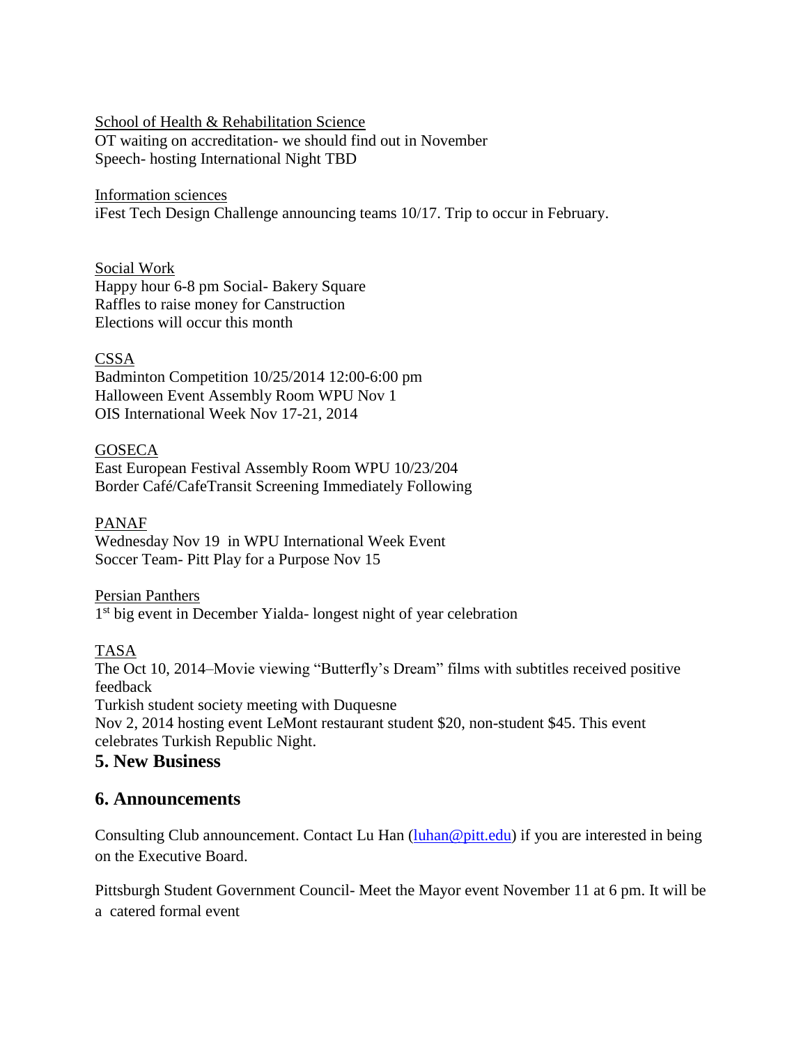School of Health & Rehabilitation Science
OT waiting on accreditation- we should find out in November
Speech- hosting International Night TBD

Information sciences
iFest Tech Design Challenge announcing teams 10/17. Trip to occur in February.

Social Work
Happy hour 6-8 pm Social- Bakery Square
Raffles to raise money for Canstruction
Elections will occur this month

CSSA
Badminton Competition 10/25/2014 12:00-6:00 pm
Halloween Event Assembly Room WPU Nov 1
OIS International Week Nov 17-21, 2014

GOSECA
East European Festival Assembly Room WPU 10/23/204
Border Café/CafeTransit Screening Immediately Following

PANAF
Wednesday Nov 19 in WPU International Week Event
Soccer Team- Pitt Play for a Purpose Nov 15

Persian Panthers
1st big event in December Yialda- longest night of year celebration

TASA
The Oct 10, 2014–Movie viewing "Butterfly's Dream" films with subtitles received positive feedback
Turkish student society meeting with Duquesne
Nov 2, 2014 hosting event LeMont restaurant student $20, non-student $45. This event celebrates Turkish Republic Night.

## 5. New Business

## 6. Announcements

Consulting Club announcement. Contact Lu Han (luhan@pitt.edu) if you are interested in being on the Executive Board.

Pittsburgh Student Government Council- Meet the Mayor event November 11 at 6 pm. It will be a catered formal event